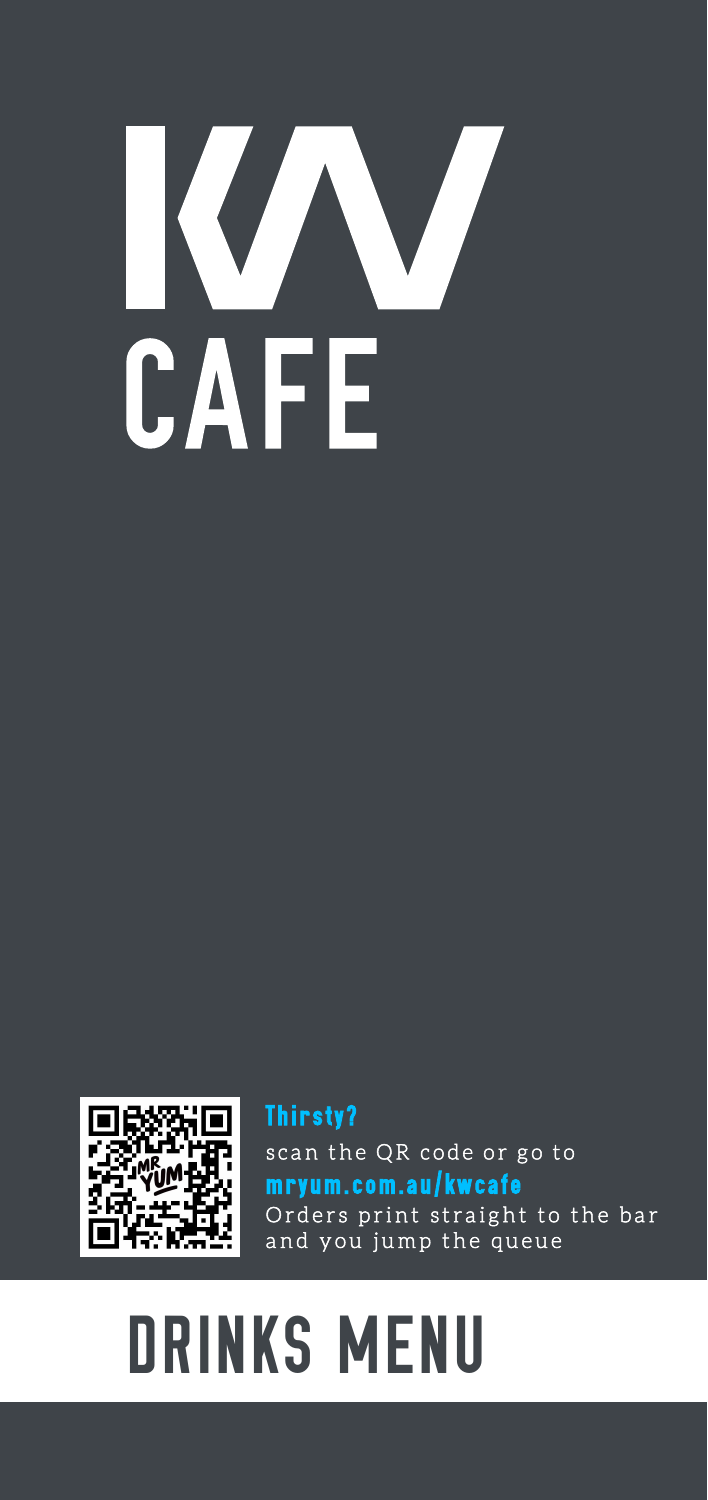# KW CAFE

**Thirsty?**

scan the QR code or go to
**mryum.com.au/kwcafe**
Orders print straight to the bar and you jump the queue

# DRINKS MENU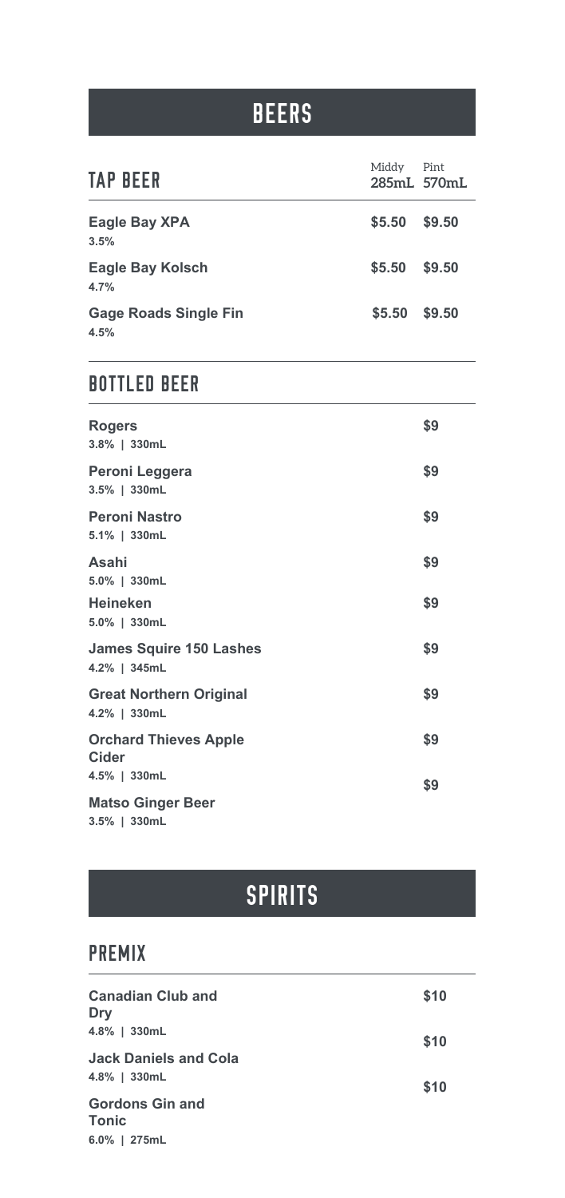# BEERS

## TAP BEER

| | Middy 285mL | Pint 570mL |
|---|---|---|
| **Eagle Bay XPA** 3.5% | $5.50 | $9.50 |
| **Eagle Bay Kolsch** 4.7% | $5.50 | $9.50 |
| **Gage Roads Single Fin** 4.5% | $5.50 | $9.50 |

## BOTTLED BEER

| | |
|---|---|
| **Rogers** 3.8% \| 330mL | $9 |
| **Peroni Leggera** 3.5% \| 330mL | $9 |
| **Peroni Nastro** 5.1% \| 330mL | $9 |
| **Asahi** 5.0% \| 330mL | $9 |
| **Heineken** 5.0% \| 330mL | $9 |
| **James Squire 150 Lashes** 4.2% \| 345mL | $9 |
| **Great Northern Original** 4.2% \| 330mL | $9 |
| **Orchard Thieves Apple Cider** 4.5% \| 330mL | $9 |
| **Matso Ginger Beer** 3.5% \| 330mL | $9 |

# SPIRITS

## PREMIX

| | |
|---|---|
| **Canadian Club and Dry** 4.8% \| 330mL | $10 |
| **Jack Daniels and Cola** 4.8% \| 330mL | $10 |
| **Gordons Gin and Tonic** 6.0% \| 275mL | $10 |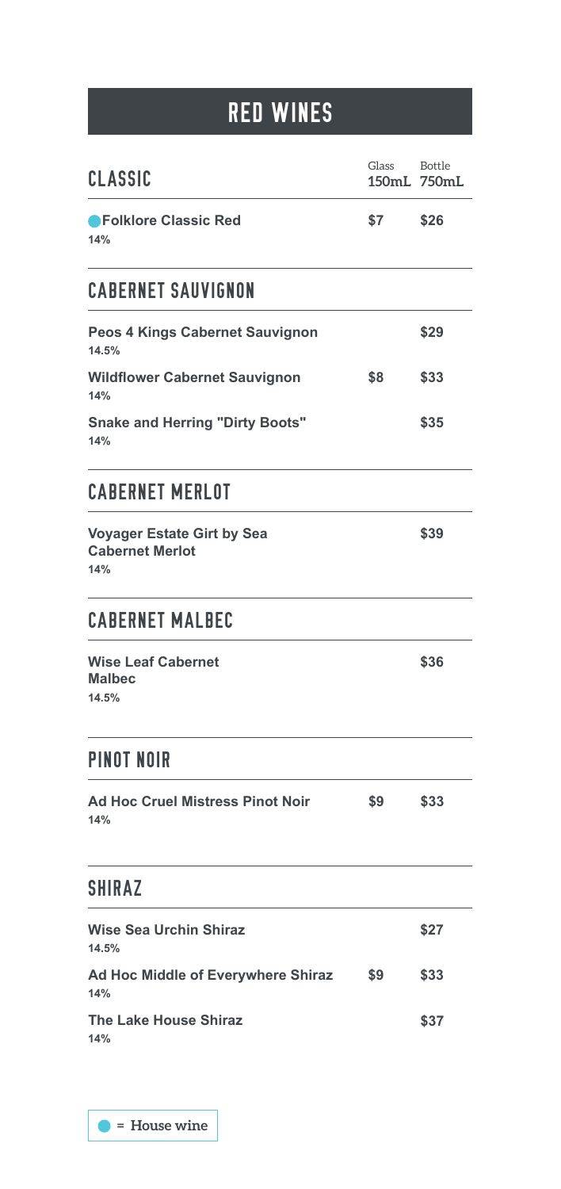# RED WINES

| CLASSIC | Glass 150mL | Bottle 750mL |
|---|---|---|
| ● **Folklore Classic Red** 14% | **$7** | **$26** |

## CABERNET SAUVIGNON

| | Glass 150mL | Bottle 750mL |
|---|---|---|
| **Peos 4 Kings Cabernet Sauvignon** 14.5% | | **$29** |
| **Wildflower Cabernet Sauvignon** 14% | **$8** | **$33** |
| **Snake and Herring "Dirty Boots"** 14% | | **$35** |

## CABERNET MERLOT

| | Glass 150mL | Bottle 750mL |
|---|---|---|
| **Voyager Estate Girt by Sea Cabernet Merlot** 14% | | **$39** |

## CABERNET MALBEC

| | Glass 150mL | Bottle 750mL |
|---|---|---|
| **Wise Leaf Cabernet Malbec** 14.5% | | **$36** |

## PINOT NOIR

| | Glass 150mL | Bottle 750mL |
|---|---|---|
| **Ad Hoc Cruel Mistress Pinot Noir** 14% | **$9** | **$33** |

## SHIRAZ

| | Glass 150mL | Bottle 750mL |
|---|---|---|
| **Wise Sea Urchin Shiraz** 14.5% | | **$27** |
| **Ad Hoc Middle of Everywhere Shiraz** 14% | **$9** | **$33** |
| **The Lake House Shiraz** 14% | | **$37** |

● = House wine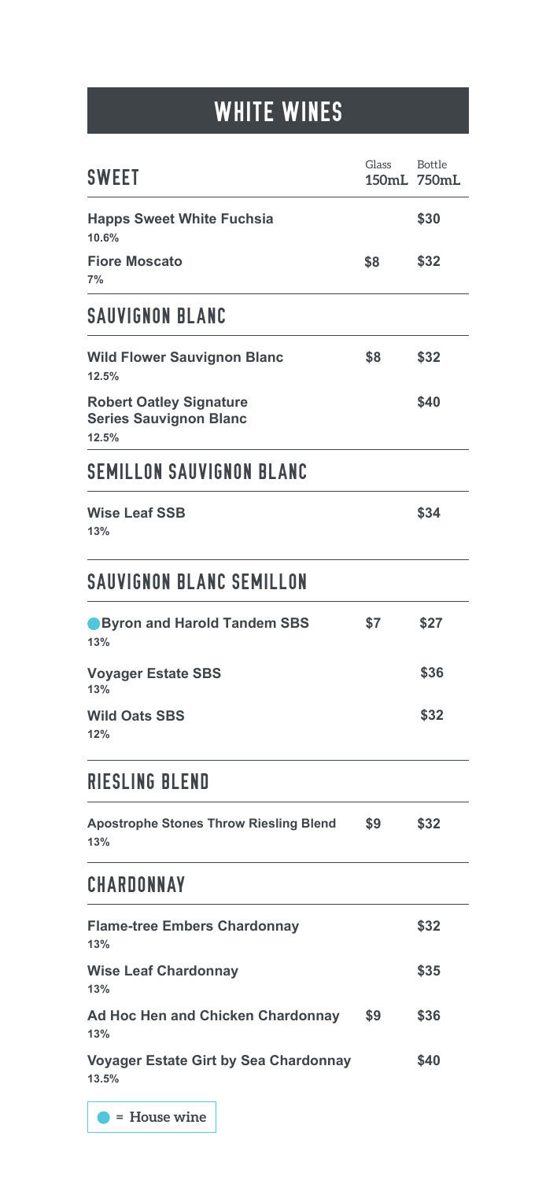# WHITE WINES

## SWEET

| | Glass 150mL | Bottle 750mL |
|---|---|---|
| **Happs Sweet White Fuchsia** 10.6% | | $30 |
| **Fiore Moscato** 7% | $8 | $32 |

## SAUVIGNON BLANC

| | Glass 150mL | Bottle 750mL |
|---|---|---|
| **Wild Flower Sauvignon Blanc** 12.5% | $8 | $32 |
| **Robert Oatley Signature Series Sauvignon Blanc** 12.5% | | $40 |

## SEMILLON SAUVIGNON BLANC

| | Glass 150mL | Bottle 750mL |
|---|---|---|
| **Wise Leaf SSB** 13% | | $34 |

## SAUVIGNON BLANC SEMILLON

| | Glass 150mL | Bottle 750mL |
|---|---|---|
| ● **Byron and Harold Tandem SBS** 13% | $7 | $27 |
| **Voyager Estate SBS** 13% | | $36 |
| **Wild Oats SBS** 12% | | $32 |

## RIESLING BLEND

| | Glass 150mL | Bottle 750mL |
|---|---|---|
| **Apostrophe Stones Throw Riesling Blend** 13% | $9 | $32 |

## CHARDONNAY

| | Glass 150mL | Bottle 750mL |
|---|---|---|
| **Flame-tree Embers Chardonnay** 13% | | $32 |
| **Wise Leaf Chardonnay** 13% | | $35 |
| **Ad Hoc Hen and Chicken Chardonnay** 13% | $9 | $36 |
| **Voyager Estate Girt by Sea Chardonnay** 13.5% | | $40 |

● = House wine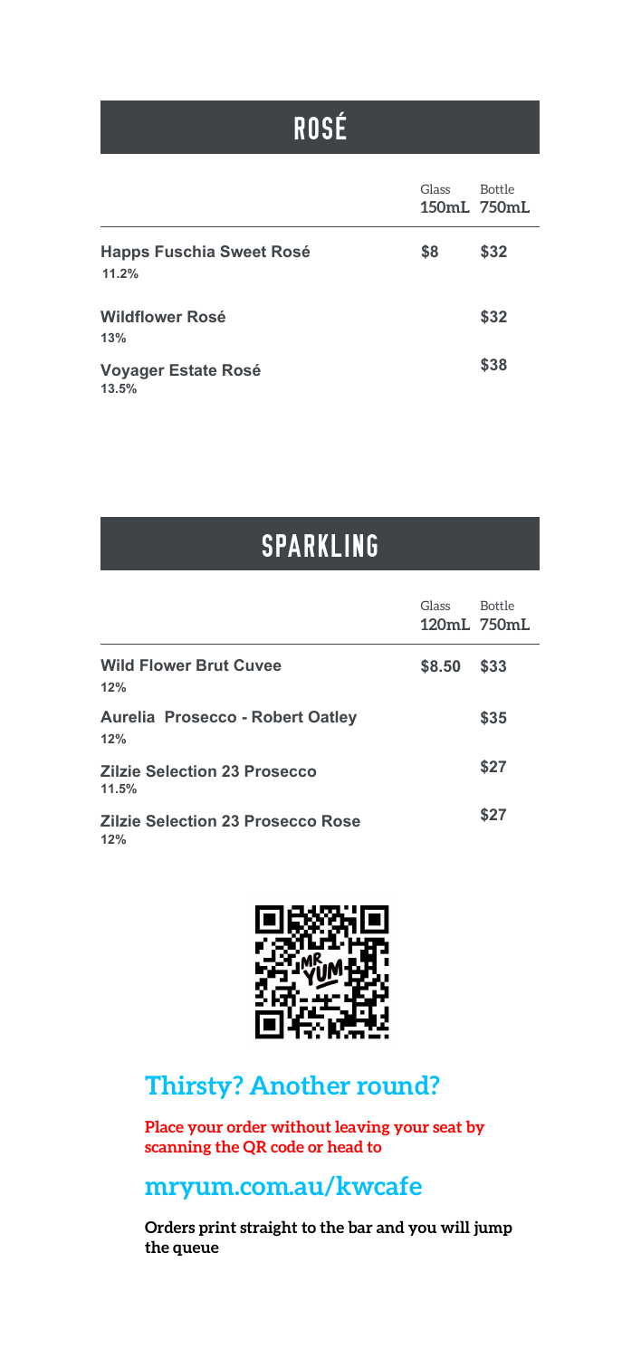# ROSÉ

| | Glass 150mL | Bottle 750mL |
|---|---|---|
| **Happs Fuschia Sweet Rosé** 11.2% | $8 | $32 |
| **Wildflower Rosé** 13% | | $32 |
| **Voyager Estate Rosé** 13.5% | | $38 |

# SPARKLING

| | Glass 120mL | Bottle 750mL |
|---|---|---|
| **Wild Flower Brut Cuvee** 12% | $8.50 | $33 |
| **Aurelia Prosecco - Robert Oatley** 12% | | $35 |
| **Zilzie Selection 23 Prosecco** 11.5% | | $27 |
| **Zilzie Selection 23 Prosecco Rose** 12% | | $27 |

## Thirsty? Another round?

**Place your order without leaving your seat by scanning the QR code or head to**

## mryum.com.au/kwcafe

**Orders print straight to the bar and you will jump the queue**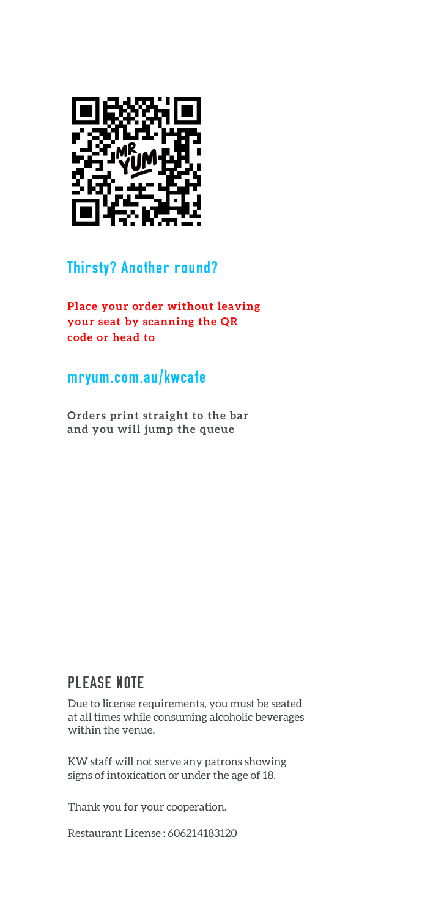## Thirsty? Another round?

**Place your order without leaving your seat by scanning the QR code or head to**

## mryum.com.au/kwcafe

**Orders print straight to the bar and you will jump the queue**

## PLEASE NOTE

Due to license requirements, you must be seated at all times while consuming alcoholic beverages within the venue.

KW staff will not serve any patrons showing signs of intoxication or under the age of 18.

Thank you for your cooperation.

Restaurant License : 606214183120